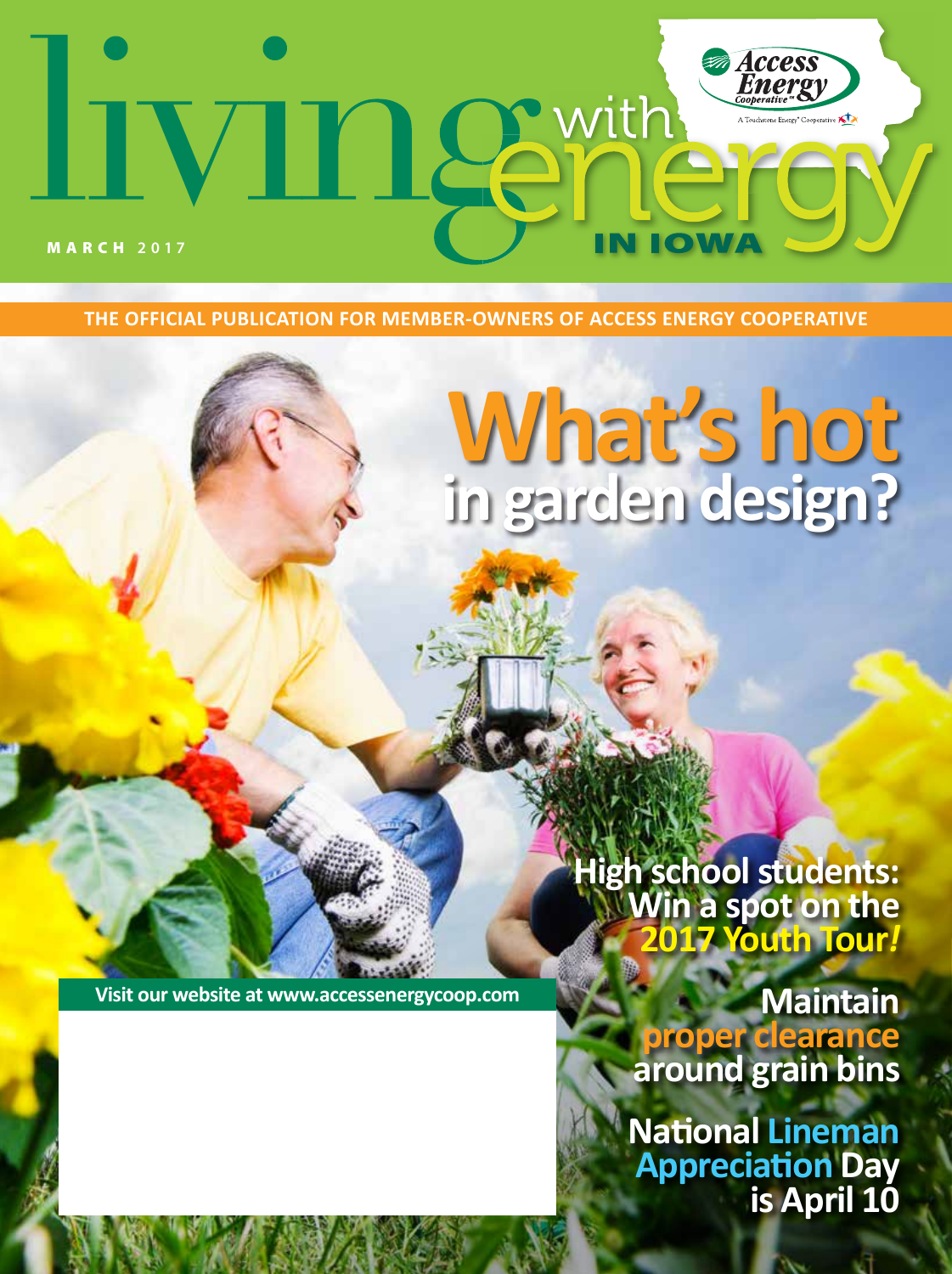# living with energy IN IOWA

Access Energy Cooperative

A Touchstone Energy® Cooperative

MARCH 2017

THE OFFICIAL PUBLICATION FOR MEMBER-OWNERS OF ACCESS ENERGY COOPERATIVE

# What's hot in garden design?

## High school students: Win a spot on the 2017 Youth Tour!

Visit our website at www.accessenergycoop.com

## Maintain proper clearance around grain bins

## National Lineman Appreciation Day is April 10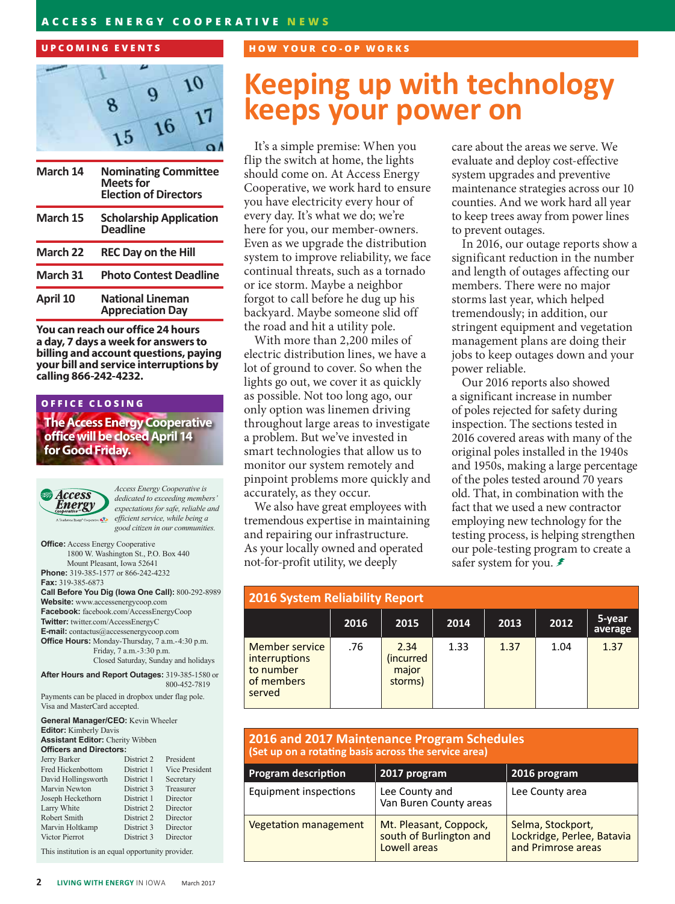## UPCOMING EVENTS

| | |
|---|---|
| March 14 | Nominating Committee Meets for Election of Directors |
| March 15 | Scholarship Application Deadline |
| March 22 | REC Day on the Hill |
| March 31 | Photo Contest Deadline |
| April 10 | National Lineman Appreciation Day |

**You can reach our office 24 hours a day, 7 days a week for answers to billing and account questions, paying your bill and service interruptions by calling 866-242-4232.**

## OFFICE CLOSING

**The Access Energy Cooperative office will be closed April 14 for Good Friday.**

*Access Energy Cooperative is dedicated to exceeding members' expectations for safe, reliable and efficient service, while being a good citizen in our communities.*

**Office:** Access Energy Cooperative
1800 W. Washington St., P.O. Box 440
Mount Pleasant, Iowa 52641
**Phone:** 319-385-1577 or 866-242-4232
**Fax:** 319-385-6873
**Call Before You Dig (Iowa One Call):** 800-292-8989
**Website:** www.accessenergycoop.com
**Facebook:** facebook.com/AccessEnergyCoop
**Twitter:** twitter.com/AccessEnergyC
**E-mail:** contactus@accessenergycoop.com
**Office Hours:** Monday-Thursday, 7 a.m.-4:30 p.m.
Friday, 7 a.m.-3:30 p.m.
Closed Saturday, Sunday and holidays

**After Hours and Report Outages:** 319-385-1580 or 800-452-7819

Payments can be placed in dropbox under flag pole. Visa and MasterCard accepted.

**General Manager/CEO:** Kevin Wheeler
**Editor:** Kimberly Davis
**Assistant Editor:** Cherity Wibben
**Officers and Directors:**

| | | |
|---|---|---|
| Jerry Barker | District 2 | President |
| Fred Hickenbottom | District 1 | Vice President |
| David Hollingsworth | District 1 | Secretary |
| Marvin Newton | District 3 | Treasurer |
| Joseph Heckethorn | District 1 | Director |
| Larry White | District 2 | Director |
| Robert Smith | District 2 | Director |
| Marvin Holtkamp | District 3 | Director |
| Victor Pierrot | District 3 | Director |

This institution is an equal opportunity provider.

## HOW YOUR CO-OP WORKS

# Keeping up with technology keeps your power on

It's a simple premise: When you flip the switch at home, the lights should come on. At Access Energy Cooperative, we work hard to ensure you have electricity every hour of every day. It's what we do; we're here for you, our member-owners. Even as we upgrade the distribution system to improve reliability, we face continual threats, such as a tornado or ice storm. Maybe a neighbor forgot to call before he dug up his backyard. Maybe someone slid off the road and hit a utility pole.

With more than 2,200 miles of electric distribution lines, we have a lot of ground to cover. So when the lights go out, we cover it as quickly as possible. Not too long ago, our only option was linemen driving throughout large areas to investigate a problem. But we've invested in smart technologies that allow us to monitor our system remotely and pinpoint problems more quickly and accurately, as they occur.

We also have great employees with tremendous expertise in maintaining and repairing our infrastructure. As your locally owned and operated not-for-profit utility, we deeply care about the areas we serve. We evaluate and deploy cost-effective system upgrades and preventive maintenance strategies across our 10 counties. And we work hard all year to keep trees away from power lines to prevent outages.

In 2016, our outage reports show a significant reduction in the number and length of outages affecting our members. There were no major storms last year, which helped tremendously; in addition, our stringent equipment and vegetation management plans are doing their jobs to keep outages down and your power reliable.

Our 2016 reports also showed a significant increase in number of poles rejected for safety during inspection. The sections tested in 2016 covered areas with many of the original poles installed in the 1940s and 1950s, making a large percentage of the poles tested around 70 years old. That, in combination with the fact that we used a new contractor employing new technology for the testing process, is helping strengthen our pole-testing program to create a safer system for you.

**2016 System Reliability Report**

| | 2016 | 2015 | 2014 | 2013 | 2012 | 5-year average |
|---|---|---|---|---|---|---|
| Member service interruptions to number of members served | .76 | 2.34 (incurred major storms) | 1.33 | 1.37 | 1.04 | 1.37 |

**2016 and 2017 Maintenance Program Schedules**
**(Set up on a rotating basis across the service area)**

| Program description | 2017 program | 2016 program |
|---|---|---|
| Equipment inspections | Lee County and Van Buren County areas | Lee County area |
| Vegetation management | Mt. Pleasant, Coppock, south of Burlington and Lowell areas | Selma, Stockport, Lockridge, Perlee, Batavia and Primrose areas |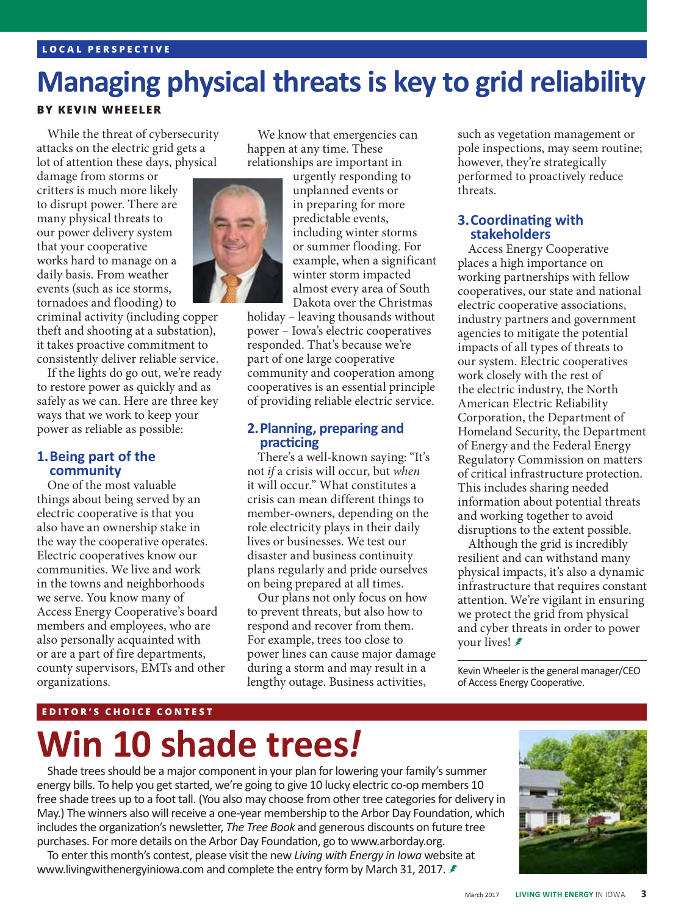LOCAL PERSPECTIVE

# Managing physical threats is key to grid reliability

**BY KEVIN WHEELER**

While the threat of cybersecurity attacks on the electric grid gets a lot of attention these days, physical damage from storms or critters is much more likely to disrupt power. There are many physical threats to our power delivery system that your cooperative works hard to manage on a daily basis. From weather events (such as ice storms, tornadoes and flooding) to criminal activity (including copper theft and shooting at a substation), it takes proactive commitment to consistently deliver reliable service.

If the lights do go out, we're ready to restore power as quickly and as safely as we can. Here are three key ways that we work to keep your power as reliable as possible:

### 1. Being part of the community

One of the most valuable things about being served by an electric cooperative is that you also have an ownership stake in the way the cooperative operates. Electric cooperatives know our communities. We live and work in the towns and neighborhoods we serve. You know many of Access Energy Cooperative's board members and employees, who are also personally acquainted with or are a part of fire departments, county supervisors, EMTs and other organizations.

We know that emergencies can happen at any time. These relationships are important in urgently responding to unplanned events or in preparing for more predictable events, including winter storms or summer flooding. For example, when a significant winter storm impacted almost every area of South Dakota over the Christmas holiday – leaving thousands without power – Iowa's electric cooperatives responded. That's because we're part of one large cooperative community and cooperation among cooperatives is an essential principle of providing reliable electric service.

### 2. Planning, preparing and practicing

There's a well-known saying: "It's not *if* a crisis will occur, but *when* it will occur." What constitutes a crisis can mean different things to member-owners, depending on the role electricity plays in their daily lives or businesses. We test our disaster and business continuity plans regularly and pride ourselves on being prepared at all times.

Our plans not only focus on how to prevent threats, but also how to respond and recover from them. For example, trees too close to power lines can cause major damage during a storm and may result in a lengthy outage. Business activities, such as vegetation management or pole inspections, may seem routine; however, they're strategically performed to proactively reduce threats.

### 3. Coordinating with stakeholders

Access Energy Cooperative places a high importance on working partnerships with fellow cooperatives, our state and national electric cooperative associations, industry partners and government agencies to mitigate the potential impacts of all types of threats to our system. Electric cooperatives work closely with the rest of the electric industry, the North American Electric Reliability Corporation, the Department of Homeland Security, the Department of Energy and the Federal Energy Regulatory Commission on matters of critical infrastructure protection. This includes sharing needed information about potential threats and working together to avoid disruptions to the extent possible.

Although the grid is incredibly resilient and can withstand many physical impacts, it's also a dynamic infrastructure that requires constant attention. We're vigilant in ensuring we protect the grid from physical and cyber threats in order to power your lives!

Kevin Wheeler is the general manager/CEO of Access Energy Cooperative.

EDITOR'S CHOICE CONTEST

# Win 10 shade trees!

Shade trees should be a major component in your plan for lowering your family's summer energy bills. To help you get started, we're going to give 10 lucky electric co-op members 10 free shade trees up to a foot tall. (You also may choose from other tree categories for delivery in May.) The winners also will receive a one-year membership to the Arbor Day Foundation, which includes the organization's newsletter, *The Tree Book* and generous discounts on future tree purchases. For more details on the Arbor Day Foundation, go to www.arborday.org.

To enter this month's contest, please visit the new *Living with Energy in Iowa* website at www.livingwithenergyiniowa.com and complete the entry form by March 31, 2017.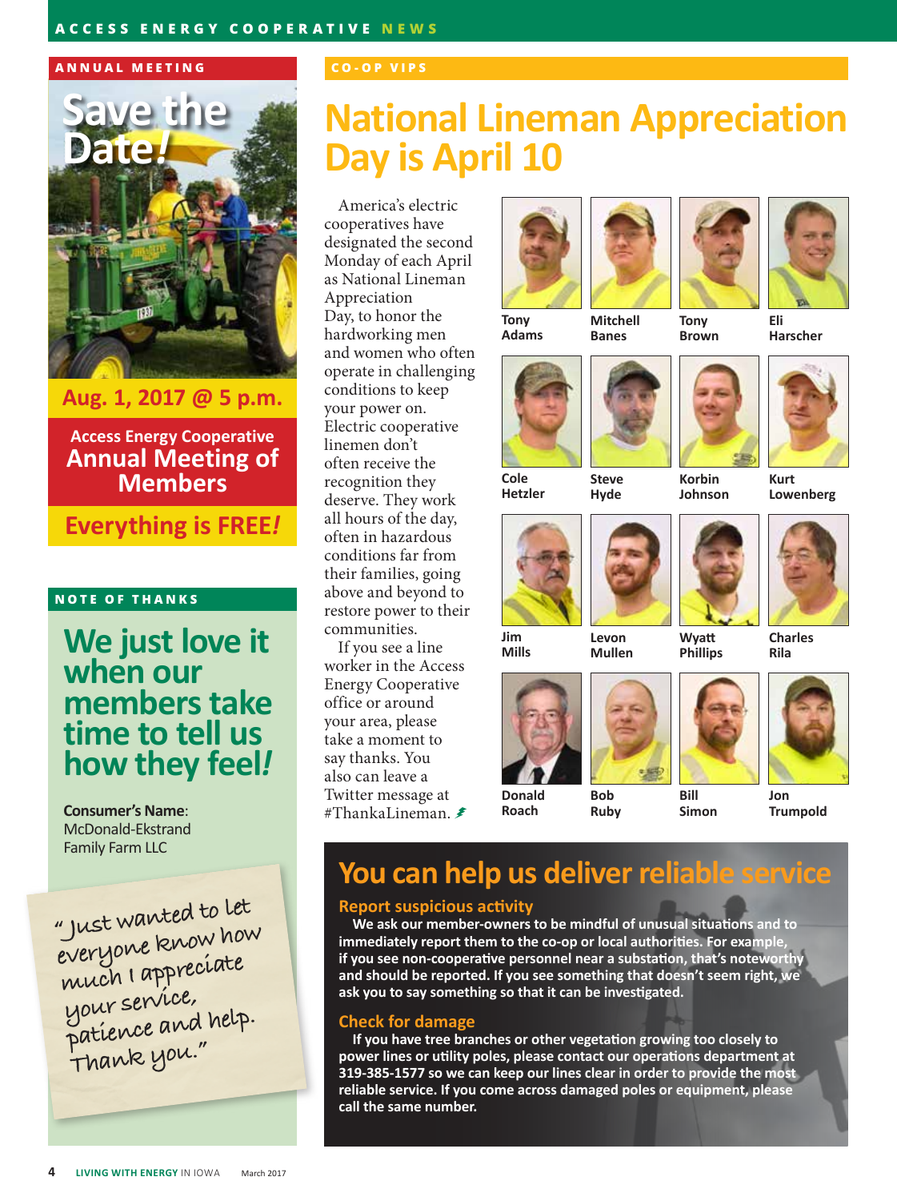## ANNUAL MEETING

# Save the Date!

**Aug. 1, 2017 @ 5 p.m.**

**Access Energy Cooperative Annual Meeting of Members**

**Everything is FREE!**

## NOTE OF THANKS

# We just love it when our members take time to tell us how they feel!

**Consumer's Name**: McDonald-Ekstrand Family Farm LLC

"Just wanted to let everyone know how much I appreciate your service, patience and help. Thank you."

## CO-OP VIPS

# National Lineman Appreciation Day is April 10

America's electric cooperatives have designated the second Monday of each April as National Lineman Appreciation Day, to honor the hardworking men and women who often operate in challenging conditions to keep your power on. Electric cooperative linemen don't often receive the recognition they deserve. They work all hours of the day, often in hazardous conditions far from their families, going above and beyond to restore power to their communities.

If you see a line worker in the Access Energy Cooperative office or around your area, please take a moment to say thanks. You also can leave a Twitter message at #ThankaLineman.

Tony Adams, Mitchell Banes, Tony Brown, Eli Harscher, Cole Hetzler, Steve Hyde, Korbin Johnson, Kurt Lowenberg, Jim Mills, Levon Mullen, Wyatt Phillips, Charles Rila, Donald Roach, Bob Ruby, Bill Simon, Jon Trumpold

## You can help us deliver reliable service

### Report suspicious activity

We ask our member-owners to be mindful of unusual situations and to immediately report them to the co-op or local authorities. For example, if you see non-cooperative personnel near a substation, that's noteworthy and should be reported. If you see something that doesn't seem right, we ask you to say something so that it can be investigated.

### Check for damage

If you have tree branches or other vegetation growing too closely to power lines or utility poles, please contact our operations department at 319-385-1577 so we can keep our lines clear in order to provide the most reliable service. If you come across damaged poles or equipment, please call the same number.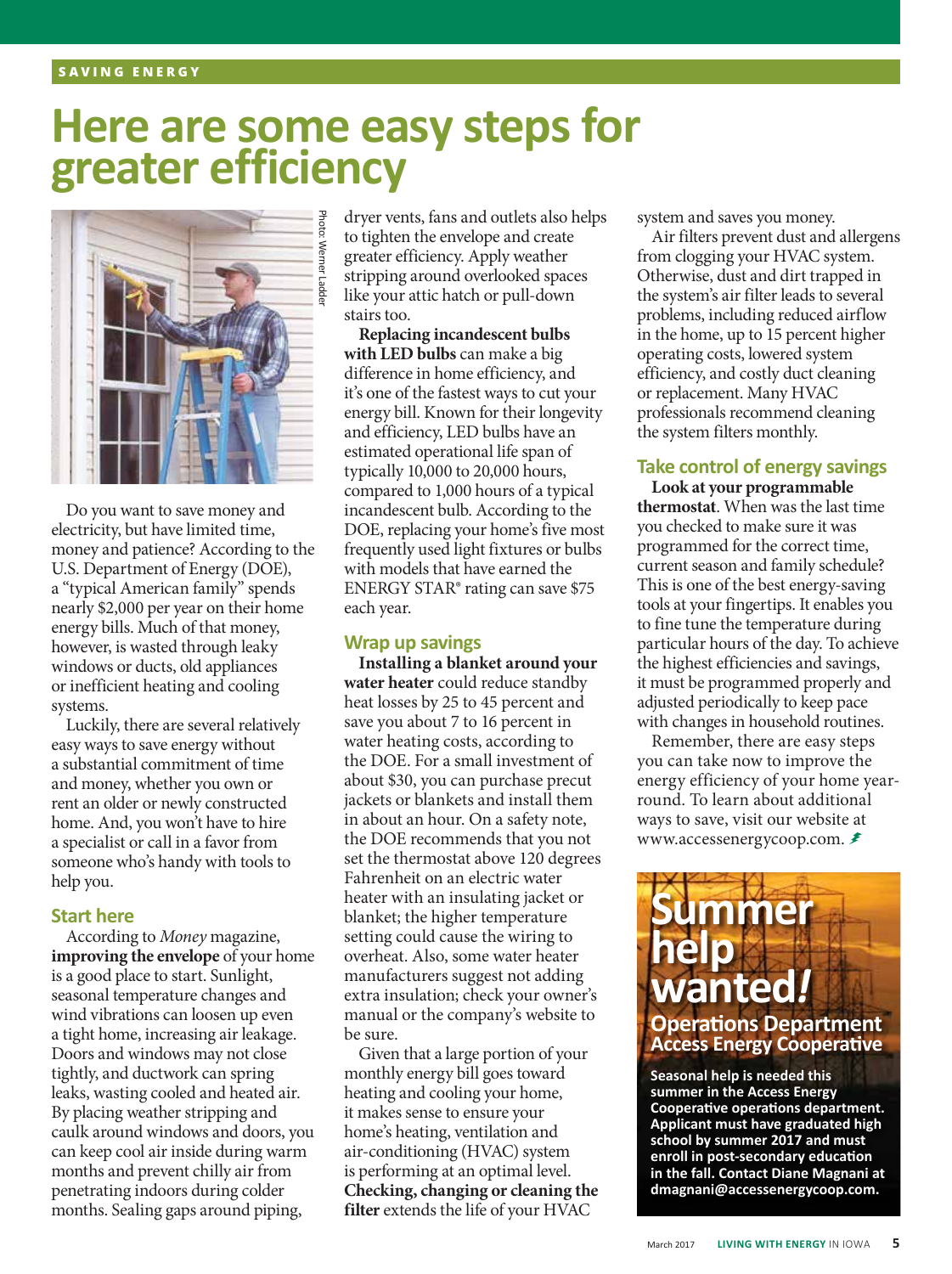SAVING ENERGY

# Here are some easy steps for greater efficiency

Photo: Werner Ladder

Do you want to save money and electricity, but have limited time, money and patience? According to the U.S. Department of Energy (DOE), a "typical American family" spends nearly $2,000 per year on their home energy bills. Much of that money, however, is wasted through leaky windows or ducts, old appliances or inefficient heating and cooling systems.

Luckily, there are several relatively easy ways to save energy without a substantial commitment of time and money, whether you own or rent an older or newly constructed home. And, you won't have to hire a specialist or call in a favor from someone who's handy with tools to help you.

## Start here

According to *Money* magazine, **improving the envelope** of your home is a good place to start. Sunlight, seasonal temperature changes and wind vibrations can loosen up even a tight home, increasing air leakage. Doors and windows may not close tightly, and ductwork can spring leaks, wasting cooled and heated air. By placing weather stripping and caulk around windows and doors, you can keep cool air inside during warm months and prevent chilly air from penetrating indoors during colder months. Sealing gaps around piping, dryer vents, fans and outlets also helps to tighten the envelope and create greater efficiency. Apply weather stripping around overlooked spaces like your attic hatch or pull-down stairs too.

**Replacing incandescent bulbs with LED bulbs** can make a big difference in home efficiency, and it's one of the fastest ways to cut your energy bill. Known for their longevity and efficiency, LED bulbs have an estimated operational life span of typically 10,000 to 20,000 hours, compared to 1,000 hours of a typical incandescent bulb. According to the DOE, replacing your home's five most frequently used light fixtures or bulbs with models that have earned the ENERGY STAR® rating can save $75 each year.

## Wrap up savings

**Installing a blanket around your water heater** could reduce standby heat losses by 25 to 45 percent and save you about 7 to 16 percent in water heating costs, according to the DOE. For a small investment of about $30, you can purchase precut jackets or blankets and install them in about an hour. On a safety note, the DOE recommends that you not set the thermostat above 120 degrees Fahrenheit on an electric water heater with an insulating jacket or blanket; the higher temperature setting could cause the wiring to overheat. Also, some water heater manufacturers suggest not adding extra insulation; check your owner's manual or the company's website to be sure.

Given that a large portion of your monthly energy bill goes toward heating and cooling your home, it makes sense to ensure your home's heating, ventilation and air-conditioning (HVAC) system is performing at an optimal level. **Checking, changing or cleaning the filter** extends the life of your HVAC system and saves you money.

Air filters prevent dust and allergens from clogging your HVAC system. Otherwise, dust and dirt trapped in the system's air filter leads to several problems, including reduced airflow in the home, up to 15 percent higher operating costs, lowered system efficiency, and costly duct cleaning or replacement. Many HVAC professionals recommend cleaning the system filters monthly.

## Take control of energy savings

**Look at your programmable thermostat**. When was the last time you checked to make sure it was programmed for the correct time, current season and family schedule? This is one of the best energy-saving tools at your fingertips. It enables you to fine tune the temperature during particular hours of the day. To achieve the highest efficiencies and savings, it must be programmed properly and adjusted periodically to keep pace with changes in household routines.

Remember, there are easy steps you can take now to improve the energy efficiency of your home year-round. To learn about additional ways to save, visit our website at www.accessenergycoop.com.

## Summer help wanted!

### Operations Department Access Energy Cooperative

**Seasonal help is needed this summer in the Access Energy Cooperative operations department. Applicant must have graduated high school by summer 2017 and must enroll in post-secondary education in the fall. Contact Diane Magnani at dmagnani@accessenergycoop.com.**